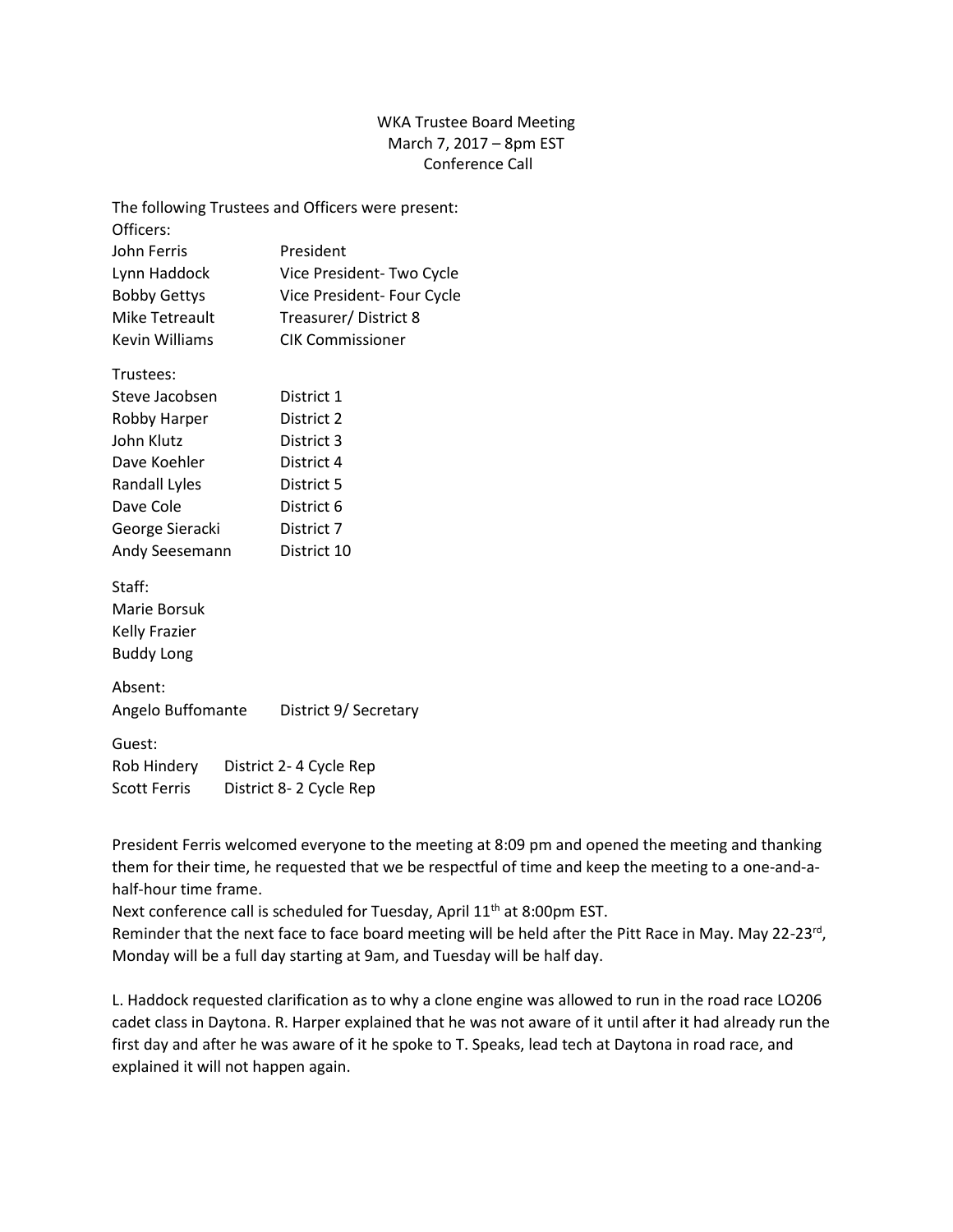# WKA Trustee Board Meeting
March 7, 2017 – 8pm EST
Conference Call

The following Trustees and Officers were present:

Officers:

| | |
|---|---|
| John Ferris | President |
| Lynn Haddock | Vice President- Two Cycle |
| Bobby Gettys | Vice President- Four Cycle |
| Mike Tetreault | Treasurer/ District 8 |
| Kevin Williams | CIK Commissioner |

Trustees:

| | |
|---|---|
| Steve Jacobsen | District 1 |
| Robby Harper | District 2 |
| John Klutz | District 3 |
| Dave Koehler | District 4 |
| Randall Lyles | District 5 |
| Dave Cole | District 6 |
| George Sieracki | District 7 |
| Andy Seesemann | District 10 |

Staff:

Marie Borsuk
Kelly Frazier
Buddy Long

Absent:

| | |
|---|---|
| Angelo Buffomante | District 9/ Secretary |

Guest:

| | |
|---|---|
| Rob Hindery | District 2- 4 Cycle Rep |
| Scott Ferris | District 8- 2 Cycle Rep |

President Ferris welcomed everyone to the meeting at 8:09 pm and opened the meeting and thanking them for their time, he requested that we be respectful of time and keep the meeting to a one-and-a-half-hour time frame.

Next conference call is scheduled for Tuesday, April 11th at 8:00pm EST.

Reminder that the next face to face board meeting will be held after the Pitt Race in May. May 22-23rd, Monday will be a full day starting at 9am, and Tuesday will be half day.

L. Haddock requested clarification as to why a clone engine was allowed to run in the road race LO206 cadet class in Daytona. R. Harper explained that he was not aware of it until after it had already run the first day and after he was aware of it he spoke to T. Speaks, lead tech at Daytona in road race, and explained it will not happen again.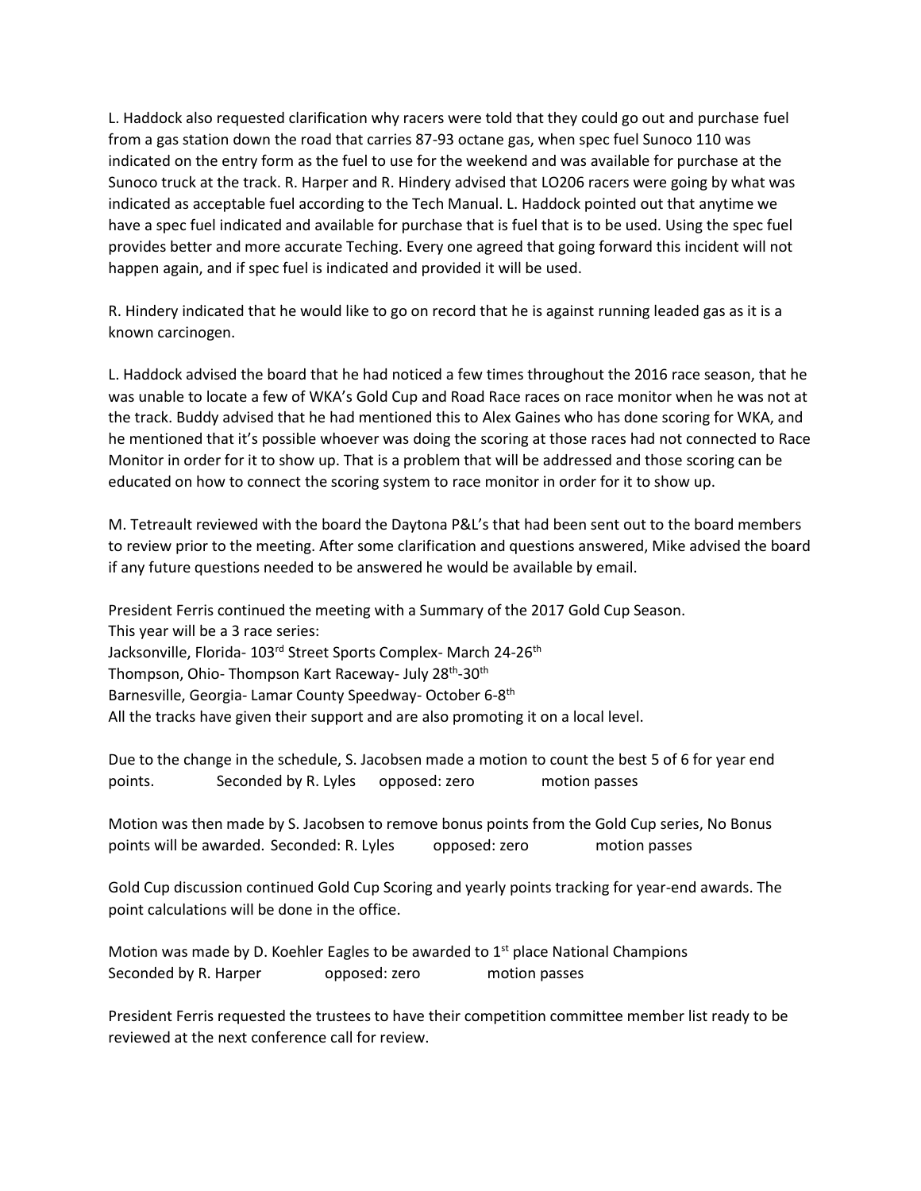L. Haddock also requested clarification why racers were told that they could go out and purchase fuel from a gas station down the road that carries 87-93 octane gas, when spec fuel Sunoco 110 was indicated on the entry form as the fuel to use for the weekend and was available for purchase at the Sunoco truck at the track. R. Harper and R. Hindery advised that LO206 racers were going by what was indicated as acceptable fuel according to the Tech Manual. L. Haddock pointed out that anytime we have a spec fuel indicated and available for purchase that is fuel that is to be used. Using the spec fuel provides better and more accurate Teching. Every one agreed that going forward this incident will not happen again, and if spec fuel is indicated and provided it will be used.

R. Hindery indicated that he would like to go on record that he is against running leaded gas as it is a known carcinogen.

L. Haddock advised the board that he had noticed a few times throughout the 2016 race season, that he was unable to locate a few of WKA's Gold Cup and Road Race races on race monitor when he was not at the track. Buddy advised that he had mentioned this to Alex Gaines who has done scoring for WKA, and he mentioned that it's possible whoever was doing the scoring at those races had not connected to Race Monitor in order for it to show up. That is a problem that will be addressed and those scoring can be educated on how to connect the scoring system to race monitor in order for it to show up.

M. Tetreault reviewed with the board the Daytona P&L's that had been sent out to the board members to review prior to the meeting. After some clarification and questions answered, Mike advised the board if any future questions needed to be answered he would be available by email.

President Ferris continued the meeting with a Summary of the 2017 Gold Cup Season.
This year will be a 3 race series:
Jacksonville, Florida- 103rd Street Sports Complex- March 24-26th
Thompson, Ohio- Thompson Kart Raceway- July 28th-30th
Barnesville, Georgia- Lamar County Speedway- October 6-8th
All the tracks have given their support and are also promoting it on a local level.

Due to the change in the schedule, S. Jacobsen made a motion to count the best 5 of 6 for year end points. Seconded by R. Lyles opposed: zero motion passes

Motion was then made by S. Jacobsen to remove bonus points from the Gold Cup series, No Bonus points will be awarded. Seconded: R. Lyles opposed: zero motion passes

Gold Cup discussion continued Gold Cup Scoring and yearly points tracking for year-end awards. The point calculations will be done in the office.

Motion was made by D. Koehler Eagles to be awarded to 1st place National Champions
Seconded by R. Harper opposed: zero motion passes

President Ferris requested the trustees to have their competition committee member list ready to be reviewed at the next conference call for review.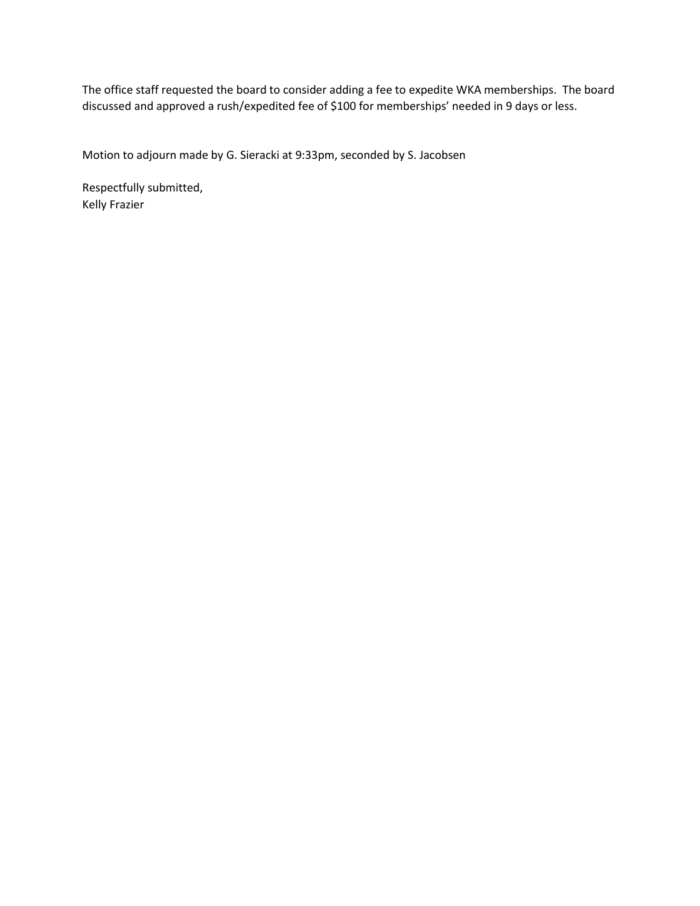The office staff requested the board to consider adding a fee to expedite WKA memberships. The board discussed and approved a rush/expedited fee of $100 for memberships' needed in 9 days or less.

Motion to adjourn made by G. Sieracki at 9:33pm, seconded by S. Jacobsen

Respectfully submitted,
Kelly Frazier